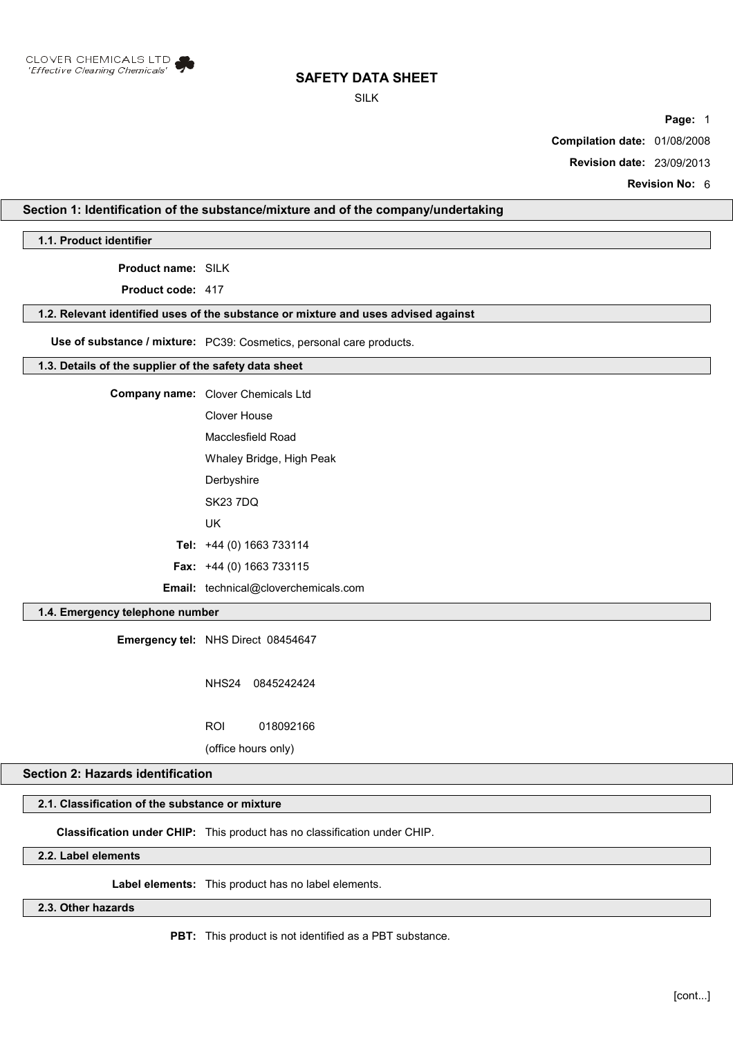CLOVER CHEMICALS LTD
'Effective Cleaning Chemicals'

# SAFETY DATA SHEET

SILK

**Compilation date:** 01/08/2008

**Revision date:** 23/09/2013

**Revision No:** 6

## Section 1: Identification of the substance/mixture and of the company/undertaking

### 1.1. Product identifier

**Product name:** SILK

**Product code:** 417

### 1.2. Relevant identified uses of the substance or mixture and uses advised against

**Use of substance / mixture:** PC39: Cosmetics, personal care products.

### 1.3. Details of the supplier of the safety data sheet

**Company name:** Clover Chemicals Ltd
Clover House
Macclesfield Road
Whaley Bridge, High Peak
Derbyshire
SK23 7DQ
UK

**Tel:** +44 (0) 1663 733114

**Fax:** +44 (0) 1663 733115

**Email:** technical@cloverchemicals.com

### 1.4. Emergency telephone number

**Emergency tel:** NHS Direct 08454647

NHS24 0845242424

ROI 018092166

(office hours only)

## Section 2: Hazards identification

### 2.1. Classification of the substance or mixture

**Classification under CHIP:** This product has no classification under CHIP.

### 2.2. Label elements

**Label elements:** This product has no label elements.

### 2.3. Other hazards

**PBT:** This product is not identified as a PBT substance.

[cont...]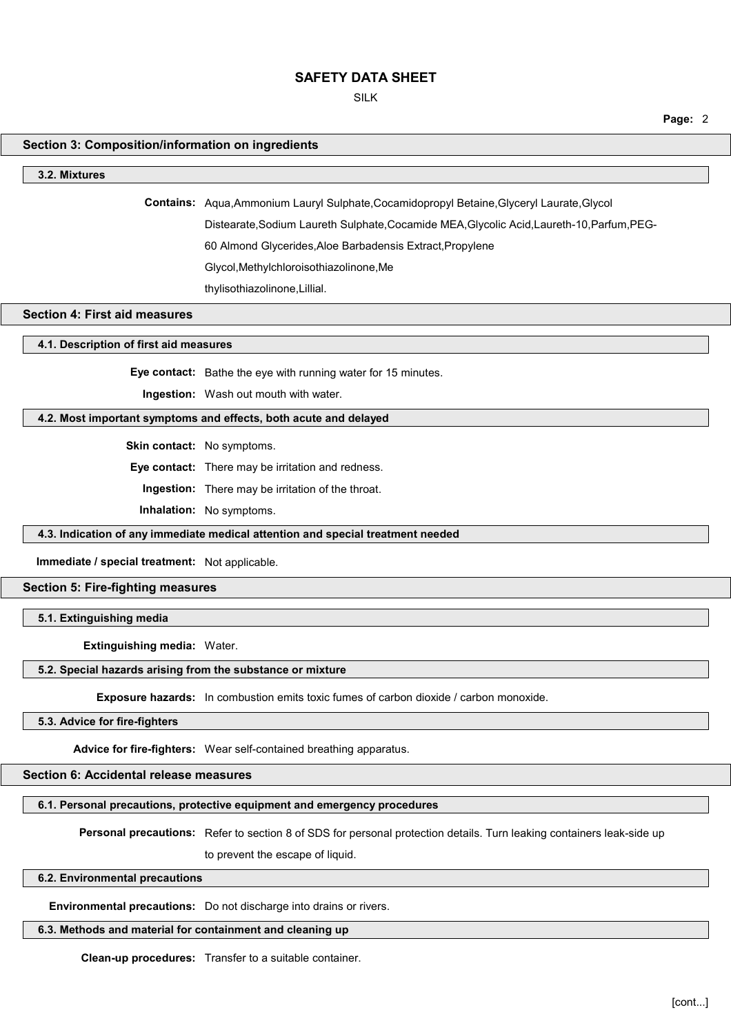## Section 3: Composition/information on ingredients

### 3.2. Mixtures

**Contains:** Aqua,Ammonium Lauryl Sulphate,Cocamidopropyl Betaine,Glyceryl Laurate,Glycol Distearate,Sodium Laureth Sulphate,Cocamide MEA,Glycolic Acid,Laureth-10,Parfum,PEG-60 Almond Glycerides,Aloe Barbadensis Extract,Propylene Glycol,Methylchloroisothiazolinone,Methylisothiazolinone,Lillial.

## Section 4: First aid measures

### 4.1. Description of first aid measures

**Eye contact:** Bathe the eye with running water for 15 minutes.

**Ingestion:** Wash out mouth with water.

### 4.2. Most important symptoms and effects, both acute and delayed

**Skin contact:** No symptoms.

**Eye contact:** There may be irritation and redness.

**Ingestion:** There may be irritation of the throat.

**Inhalation:** No symptoms.

### 4.3. Indication of any immediate medical attention and special treatment needed

**Immediate / special treatment:** Not applicable.

## Section 5: Fire-fighting measures

### 5.1. Extinguishing media

**Extinguishing media:** Water.

### 5.2. Special hazards arising from the substance or mixture

**Exposure hazards:** In combustion emits toxic fumes of carbon dioxide / carbon monoxide.

### 5.3. Advice for fire-fighters

**Advice for fire-fighters:** Wear self-contained breathing apparatus.

## Section 6: Accidental release measures

### 6.1. Personal precautions, protective equipment and emergency procedures

**Personal precautions:** Refer to section 8 of SDS for personal protection details. Turn leaking containers leak-side up to prevent the escape of liquid.

### 6.2. Environmental precautions

**Environmental precautions:** Do not discharge into drains or rivers.

### 6.3. Methods and material for containment and cleaning up

**Clean-up procedures:** Transfer to a suitable container.

[cont...]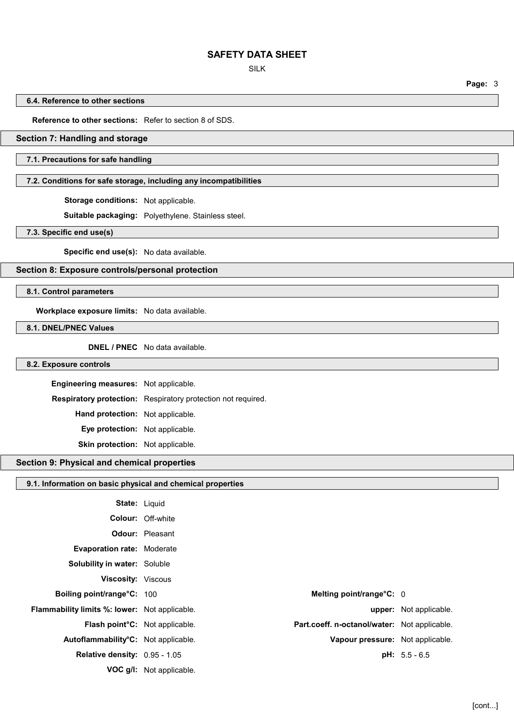### 6.4. Reference to other sections

**Reference to other sections:** Refer to section 8 of SDS.

## Section 7: Handling and storage

### 7.1. Precautions for safe handling

### 7.2. Conditions for safe storage, including any incompatibilities

**Storage conditions:** Not applicable.

**Suitable packaging:** Polyethylene. Stainless steel.

### 7.3. Specific end use(s)

**Specific end use(s):** No data available.

## Section 8: Exposure controls/personal protection

### 8.1. Control parameters

**Workplace exposure limits:** No data available.

### 8.1. DNEL/PNEC Values

**DNEL / PNEC** No data available.

### 8.2. Exposure controls

**Engineering measures:** Not applicable.

**Respiratory protection:** Respiratory protection not required.

**Hand protection:** Not applicable.

**Eye protection:** Not applicable.

**Skin protection:** Not applicable.

## Section 9: Physical and chemical properties

### 9.1. Information on basic physical and chemical properties

**State:** Liquid

**Colour:** Off-white

**Odour:** Pleasant

**Evaporation rate:** Moderate

**Solubility in water:** Soluble

**Viscosity:** Viscous

**Boiling point/range°C:** 100

**Melting point/range°C:** 0

**Flammability limits %: lower:** Not applicable.

**upper:** Not applicable.

**Flash point°C:** Not applicable.

**Part.coeff. n-octanol/water:** Not applicable.

**Autoflammability°C:** Not applicable.

**Vapour pressure:** Not applicable.

**Relative density:** 0.95 - 1.05

**pH:** 5.5 - 6.5

**VOC g/l:** Not applicable.

[cont...]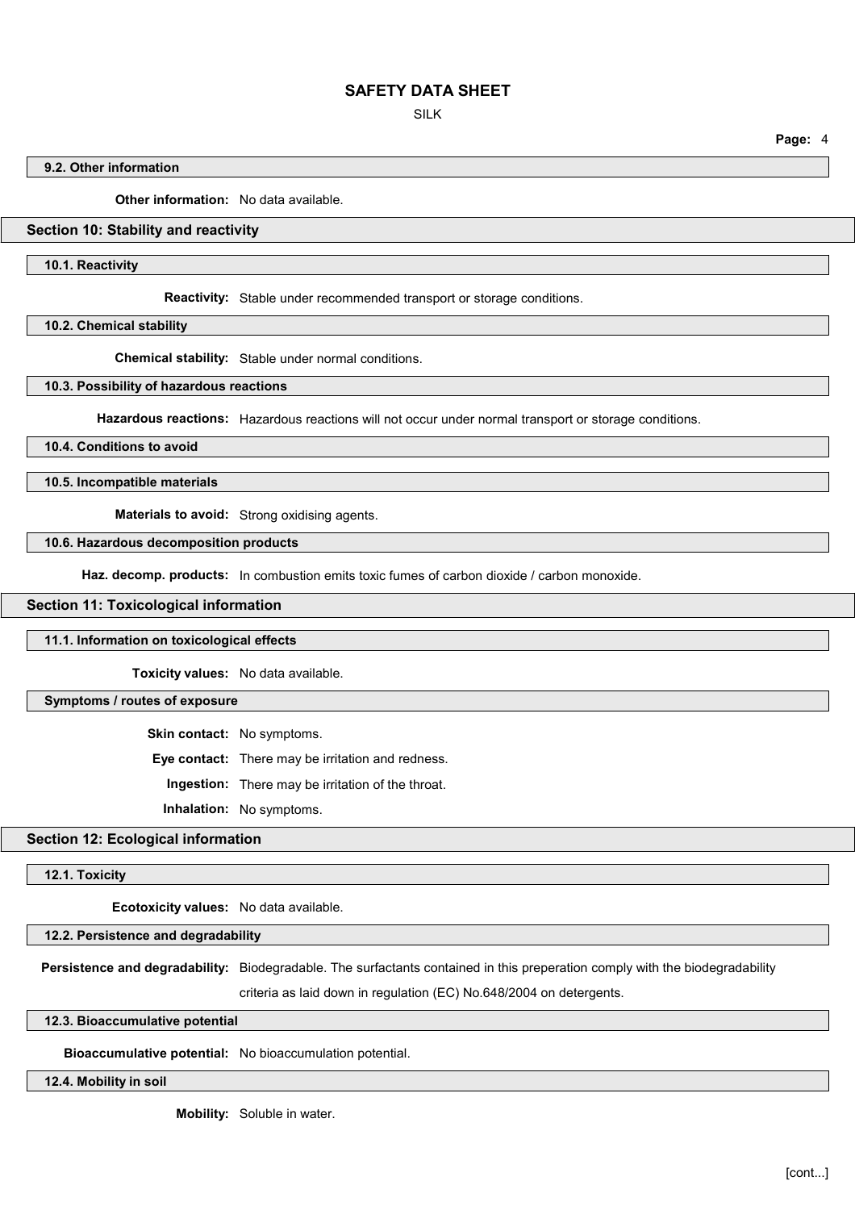### 9.2. Other information

**Other information:** No data available.

## Section 10: Stability and reactivity

### 10.1. Reactivity

**Reactivity:** Stable under recommended transport or storage conditions.

### 10.2. Chemical stability

**Chemical stability:** Stable under normal conditions.

### 10.3. Possibility of hazardous reactions

**Hazardous reactions:** Hazardous reactions will not occur under normal transport or storage conditions.

### 10.4. Conditions to avoid

### 10.5. Incompatible materials

**Materials to avoid:** Strong oxidising agents.

### 10.6. Hazardous decomposition products

**Haz. decomp. products:** In combustion emits toxic fumes of carbon dioxide / carbon monoxide.

## Section 11: Toxicological information

### 11.1. Information on toxicological effects

**Toxicity values:** No data available.

### Symptoms / routes of exposure

**Skin contact:** No symptoms.

**Eye contact:** There may be irritation and redness.

**Ingestion:** There may be irritation of the throat.

**Inhalation:** No symptoms.

## Section 12: Ecological information

### 12.1. Toxicity

**Ecotoxicity values:** No data available.

### 12.2. Persistence and degradability

**Persistence and degradability:** Biodegradable. The surfactants contained in this preperation comply with the biodegradability criteria as laid down in regulation (EC) No.648/2004 on detergents.

### 12.3. Bioaccumulative potential

**Bioaccumulative potential:** No bioaccumulation potential.

### 12.4. Mobility in soil

**Mobility:** Soluble in water.

[cont...]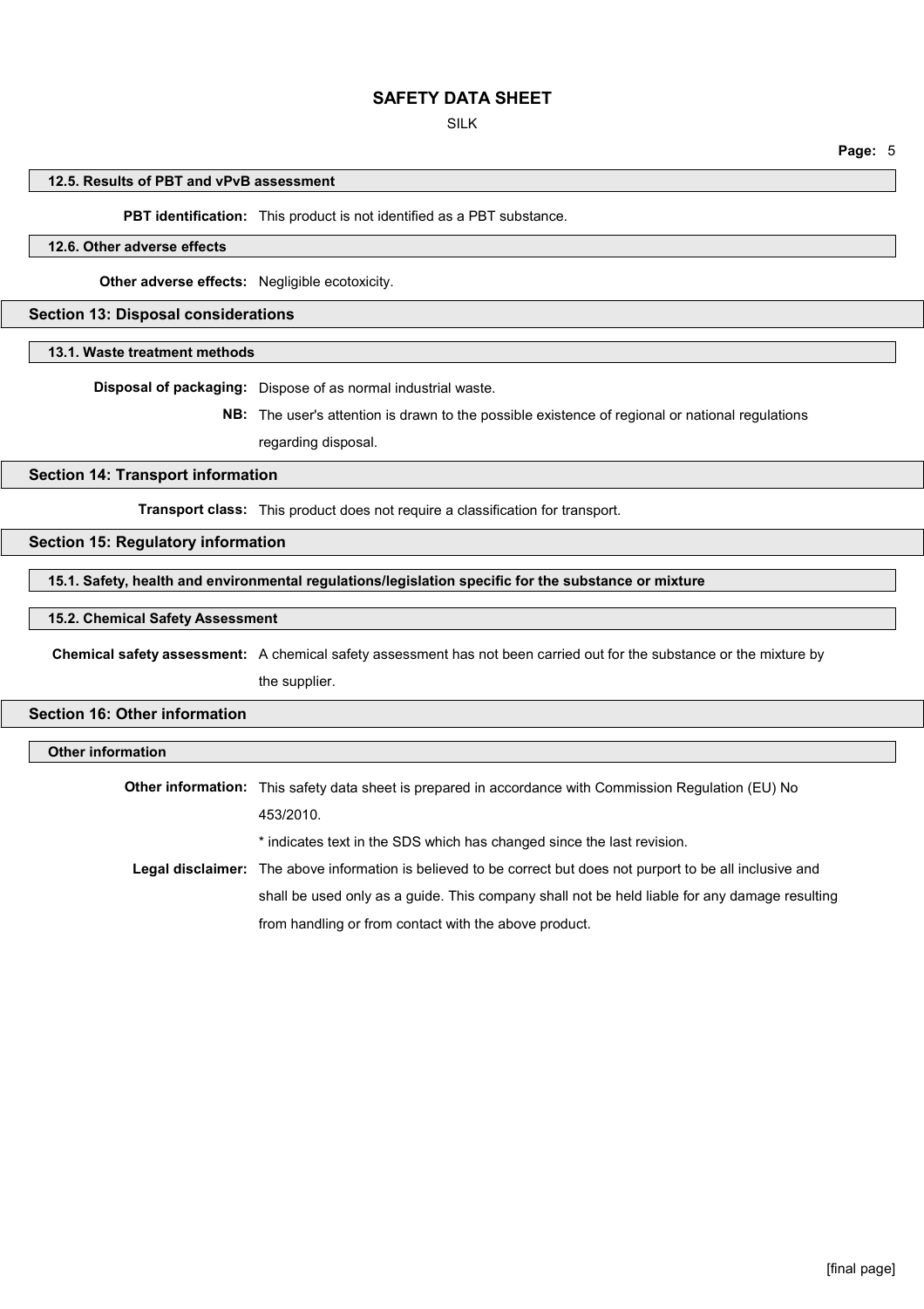#### 12.5. Results of PBT and vPvB assessment

**PBT identification:** This product is not identified as a PBT substance.

#### 12.6. Other adverse effects

**Other adverse effects:** Negligible ecotoxicity.

## Section 13: Disposal considerations

#### 13.1. Waste treatment methods

**Disposal of packaging:** Dispose of as normal industrial waste.

**NB:** The user's attention is drawn to the possible existence of regional or national regulations regarding disposal.

## Section 14: Transport information

**Transport class:** This product does not require a classification for transport.

## Section 15: Regulatory information

#### 15.1. Safety, health and environmental regulations/legislation specific for the substance or mixture

#### 15.2. Chemical Safety Assessment

**Chemical safety assessment:** A chemical safety assessment has not been carried out for the substance or the mixture by the supplier.

## Section 16: Other information

#### Other information

**Other information:** This safety data sheet is prepared in accordance with Commission Regulation (EU) No 453/2010.

* indicates text in the SDS which has changed since the last revision.

**Legal disclaimer:** The above information is believed to be correct but does not purport to be all inclusive and shall be used only as a guide. This company shall not be held liable for any damage resulting from handling or from contact with the above product.